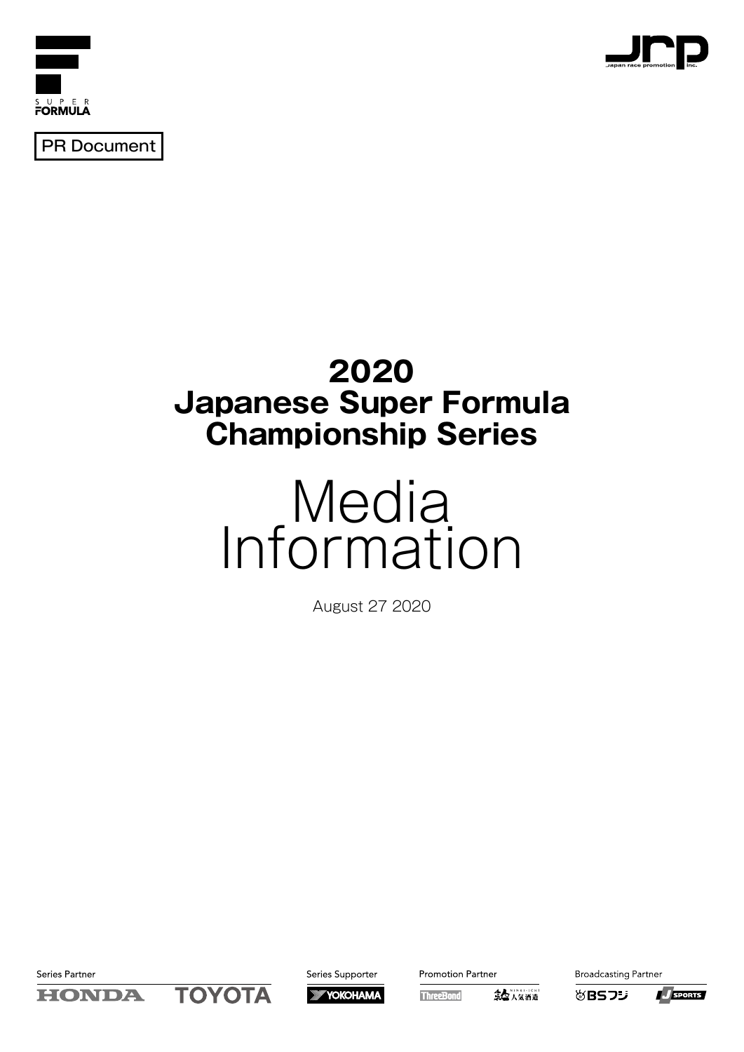SUPER FORMULA

PR Document

# 2020 Japanese Super Formula Championship Series

# Media Information

August 27 2020

Series Partner: HONDA, TOYOTA

Series Supporter: YOKOHAMA

Promotion Partner: ThreeBond, 人気酒造

Broadcasting Partner: BSフジ, J SPORTS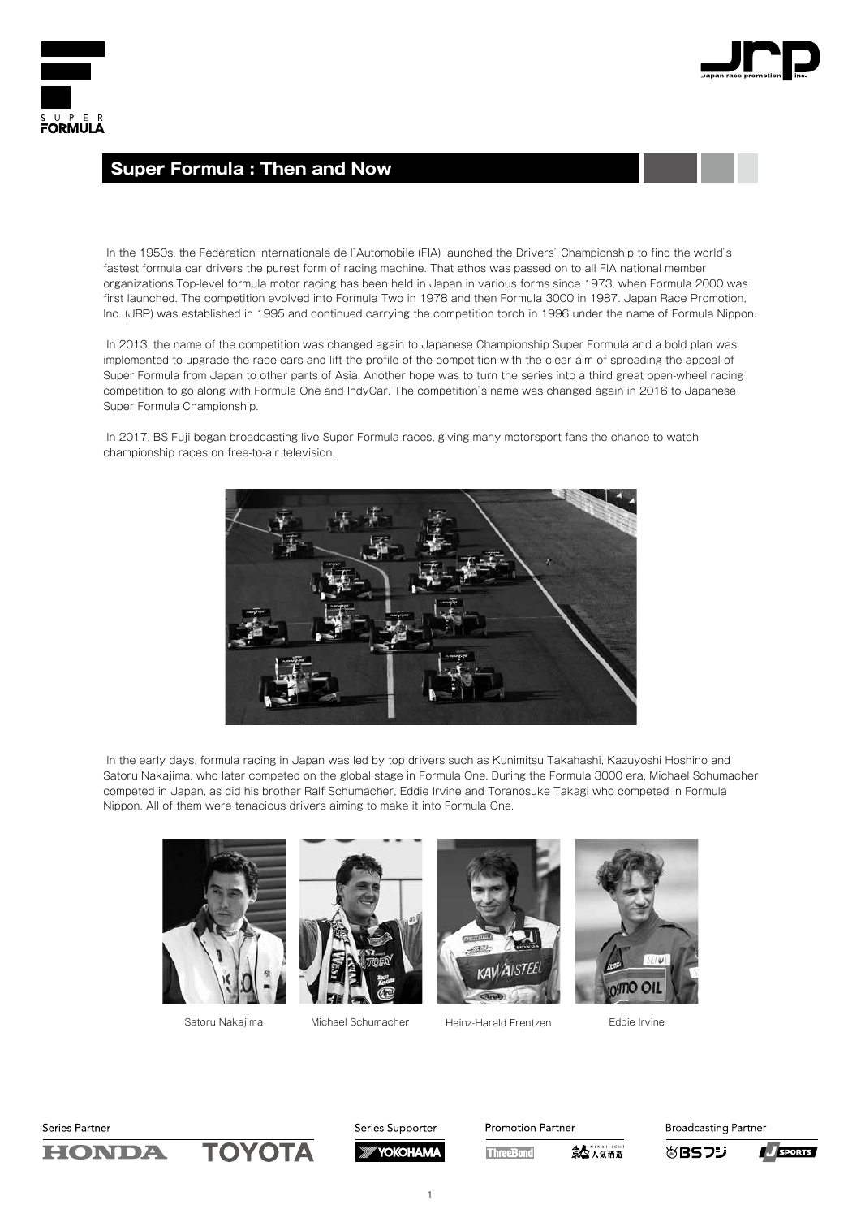## Super Formula : Then and Now

In the 1950s, the Fédération Internationale de l'Automobile (FIA) launched the Drivers' Championship to find the world's fastest formula car drivers the purest form of racing machine. That ethos was passed on to all FIA national member organizations.Top-level formula motor racing has been held in Japan in various forms since 1973, when Formula 2000 was first launched. The competition evolved into Formula Two in 1978 and then Formula 3000 in 1987. Japan Race Promotion, Inc. (JRP) was established in 1995 and continued carrying the competition torch in 1996 under the name of Formula Nippon.

In 2013, the name of the competition was changed again to Japanese Championship Super Formula and a bold plan was implemented to upgrade the race cars and lift the profile of the competition with the clear aim of spreading the appeal of Super Formula from Japan to other parts of Asia. Another hope was to turn the series into a third great open-wheel racing competition to go along with Formula One and IndyCar. The competition's name was changed again in 2016 to Japanese Super Formula Championship.

In 2017, BS Fuji began broadcasting live Super Formula races, giving many motorsport fans the chance to watch championship races on free-to-air television.

In the early days, formula racing in Japan was led by top drivers such as Kunimitsu Takahashi, Kazuyoshi Hoshino and Satoru Nakajima, who later competed on the global stage in Formula One. During the Formula 3000 era, Michael Schumacher competed in Japan, as did his brother Ralf Schumacher, Eddie Irvine and Toranosuke Takagi who competed in Formula Nippon. All of them were tenacious drivers aiming to make it into Formula One.

Satoru Nakajima    Michael Schumacher    Heinz-Harald Frentzen    Eddie Irvine

Series Partner: HONDA, TOYOTA
Series Supporter: YOKOHAMA
Promotion Partner: ThreeBond, 人気酒造
Broadcasting Partner: BSフジ, J SPORTS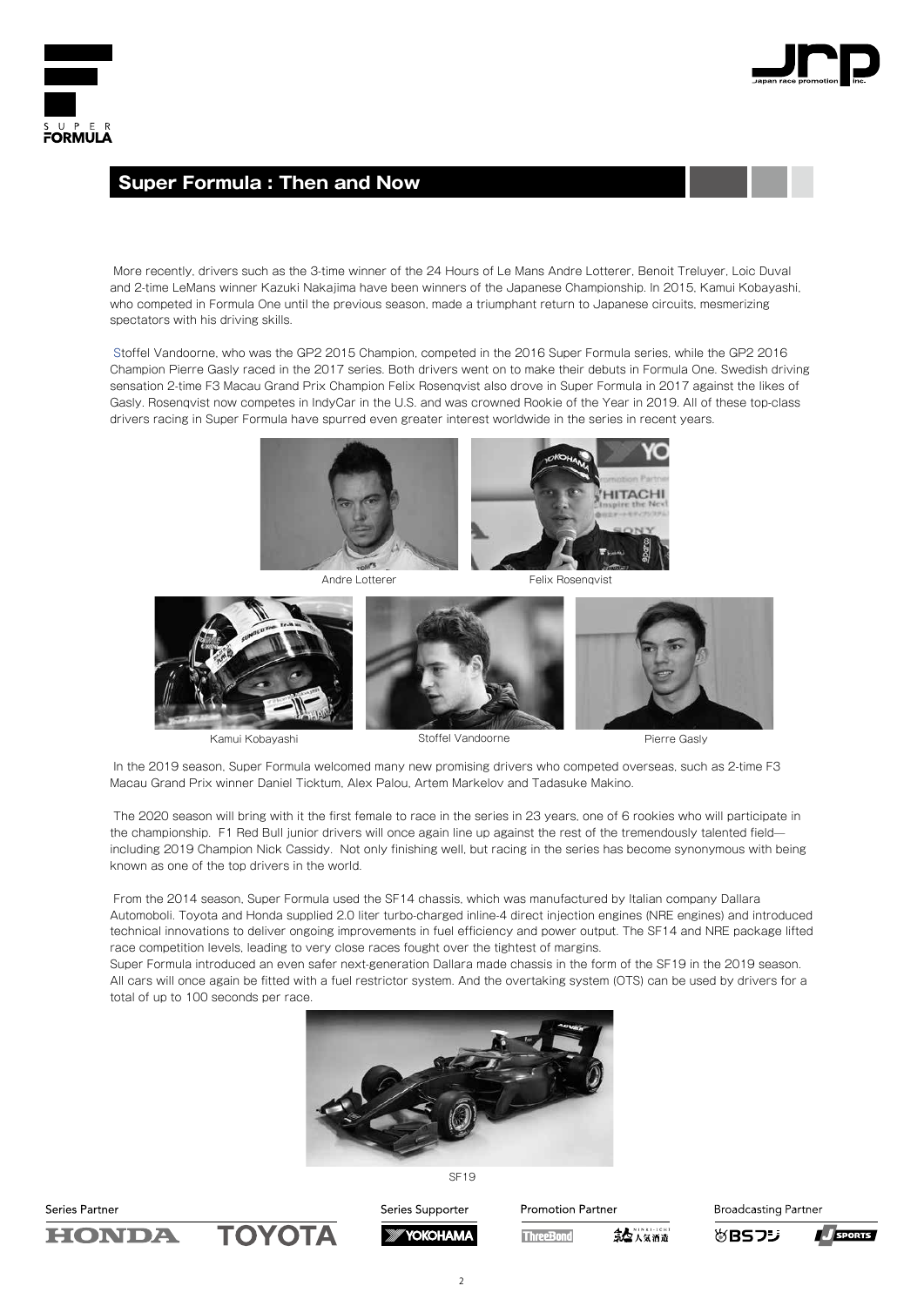## Super Formula : Then and Now

More recently, drivers such as the 3-time winner of the 24 Hours of Le Mans Andre Lotterer, Benoit Treluyer, Loic Duval and 2-time LeMans winner Kazuki Nakajima have been winners of the Japanese Championship. In 2015, Kamui Kobayashi, who competed in Formula One until the previous season, made a triumphant return to Japanese circuits, mesmerizing spectators with his driving skills.

Stoffel Vandoorne, who was the GP2 2015 Champion, competed in the 2016 Super Formula series, while the GP2 2016 Champion Pierre Gasly raced in the 2017 series. Both drivers went on to make their debuts in Formula One. Swedish driving sensation 2-time F3 Macau Grand Prix Champion Felix Rosenqvist also drove in Super Formula in 2017 against the likes of Gasly. Rosenqvist now competes in IndyCar in the U.S. and was crowned Rookie of the Year in 2019. All of these top-class drivers racing in Super Formula have spurred even greater interest worldwide in the series in recent years.

Andre Lotterer

Felix Rosenqvist

Kamui Kobayashi

Stoffel Vandoorne

Pierre Gasly

In the 2019 season, Super Formula welcomed many new promising drivers who competed overseas, such as 2-time F3 Macau Grand Prix winner Daniel Ticktum, Alex Palou, Artem Markelov and Tadasuke Makino.

The 2020 season will bring with it the first female to race in the series in 23 years, one of 6 rookies who will participate in the championship. F1 Red Bull junior drivers will once again line up against the rest of the tremendously talented field—including 2019 Champion Nick Cassidy. Not only finishing well, but racing in the series has become synonymous with being known as one of the top drivers in the world.

From the 2014 season, Super Formula used the SF14 chassis, which was manufactured by Italian company Dallara Automoboli. Toyota and Honda supplied 2.0 liter turbo-charged inline-4 direct injection engines (NRE engines) and introduced technical innovations to deliver ongoing improvements in fuel efficiency and power output. The SF14 and NRE package lifted race competition levels, leading to very close races fought over the tightest of margins.
Super Formula introduced an even safer next-generation Dallara made chassis in the form of the SF19 in the 2019 season. All cars will once again be fitted with a fuel restrictor system. And the overtaking system (OTS) can be used by drivers for a total of up to 100 seconds per race.

SF19

Series Partner: HONDA, TOYOTA | Series Supporter: YOKOHAMA | Promotion Partner: ThreeBond, 人気酒造 | Broadcasting Partner: BSフジ, J SPORTS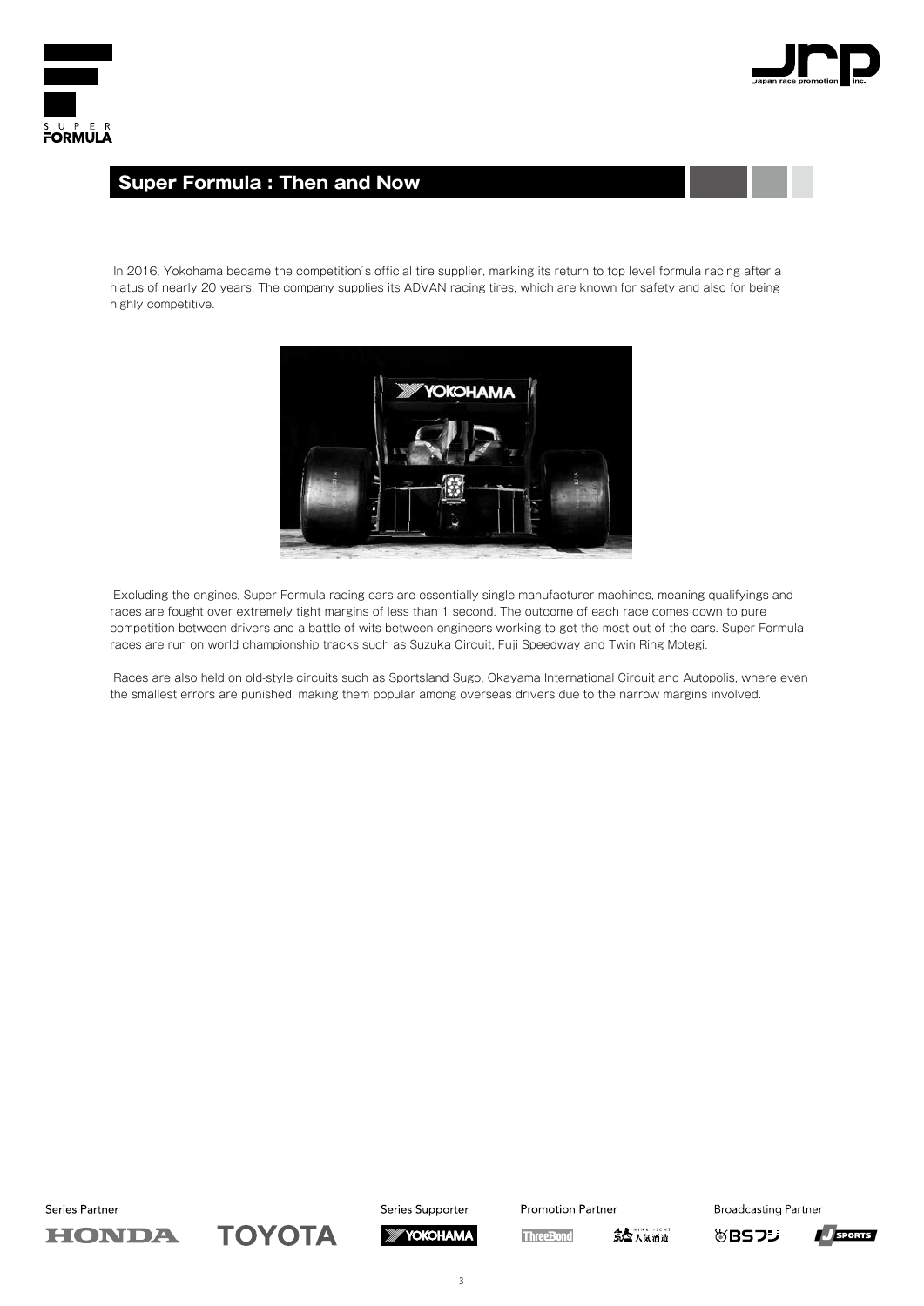## Super Formula : Then and Now

In 2016, Yokohama became the competition's official tire supplier, marking its return to top level formula racing after a hiatus of nearly 20 years. The company supplies its ADVAN racing tires, which are known for safety and also for being highly competitive.

Excluding the engines, Super Formula racing cars are essentially single-manufacturer machines, meaning qualifyings and races are fought over extremely tight margins of less than 1 second. The outcome of each race comes down to pure competition between drivers and a battle of wits between engineers working to get the most out of the cars. Super Formula races are run on world championship tracks such as Suzuka Circuit, Fuji Speedway and Twin Ring Motegi.

Races are also held on old-style circuits such as Sportsland Sugo, Okayama International Circuit and Autopolis, where even the smallest errors are punished, making them popular among overseas drivers due to the narrow margins involved.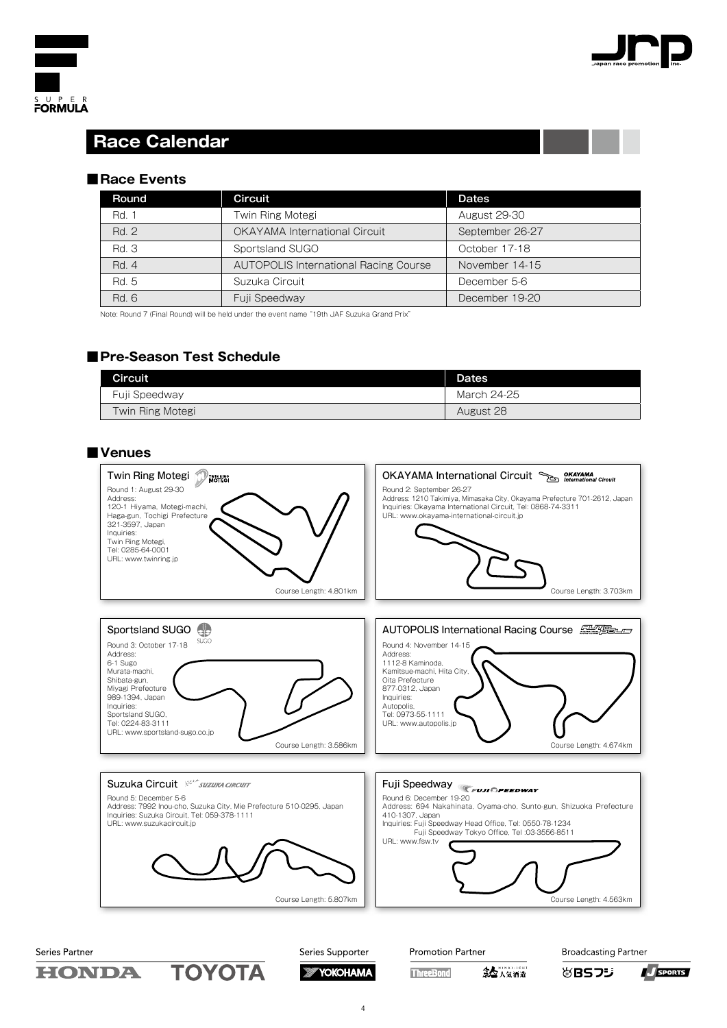# Race Calendar

## ■Race Events

| Round | Circuit | Dates |
|---|---|---|
| Rd. 1 | Twin Ring Motegi | August 29-30 |
| Rd. 2 | OKAYAMA International Circuit | September 26-27 |
| Rd. 3 | Sportsland SUGO | October 17-18 |
| Rd. 4 | AUTOPOLIS International Racing Course | November 14-15 |
| Rd. 5 | Suzuka Circuit | December 5-6 |
| Rd. 6 | Fuji Speedway | December 19-20 |

Note: Round 7 (Final Round) will be held under the event name "19th JAF Suzuka Grand Prix"

## ■Pre-Season Test Schedule

| Circuit | Dates |
|---|---|
| Fuji Speedway | March 24-25 |
| Twin Ring Motegi | August 28 |

## ■Venues

### Twin Ring Motegi

Round 1: August 29-30
Address:
120-1 Hiyama, Motegi-machi, Haga-gun, Tochigi Prefecture 321-3597, Japan
Inquiries:
Twin Ring Motegi, Tel: 0285-64-0001
URL: www.twinring.jp

Course Length: 4.801km

### OKAYAMA International Circuit

Round 2: September 26-27
Address: 1210 Takimiya, Mimasaka City, Okayama Prefecture 701-2612, Japan
Inquiries: Okayama International Circuit, Tel: 0868-74-3311
URL: www.okayama-international-circuit.jp

Course Length: 3.703km

### Sportsland SUGO

Round 3: October 17-18
Address:
6-1 Sugo
Murata-machi, Shibata-gun, Miyagi Prefecture 989-1394, Japan
Inquiries:
Sportsland SUGO, Tel: 0224-83-3111
URL: www.sportsland-sugo.co.jp

Course Length: 3.586km

### AUTOPOLIS International Racing Course

Round 4: November 14-15
Address:
1112-8 Kaminoda, Kamitsue-machi, Hita City, Oita Prefecture 877-0312, Japan
Inquiries:
Autopolis, Tel: 0973-55-1111
URL: www.autopolis.jp

Course Length: 4.674km

### Suzuka Circuit

Round 5: December 5-6
Address: 7992 Inou-cho, Suzuka City, Mie Prefecture 510-0295, Japan
Inquiries: Suzuka Circuit, Tel: 059-378-1111
URL: www.suzukacircuit.jp

Course Length: 5.807km

### Fuji Speedway

Round 6: December 19-20
Address: 694 Nakahinata, Oyama-cho, Sunto-gun, Shizuoka Prefecture 410-1307, Japan
Inquiries: Fuji Speedway Head Office, Tel: 0550-78-1234
Fuji Speedway Tokyo Office, Tel :03-3556-8511
URL: www.fsw.tv

Course Length: 4.563km

Series Partner: HONDA TOYOTA | Series Supporter: YOKOHAMA | Promotion Partner: ThreeBond 人気酒造 | Broadcasting Partner: BSフジ J SPORTS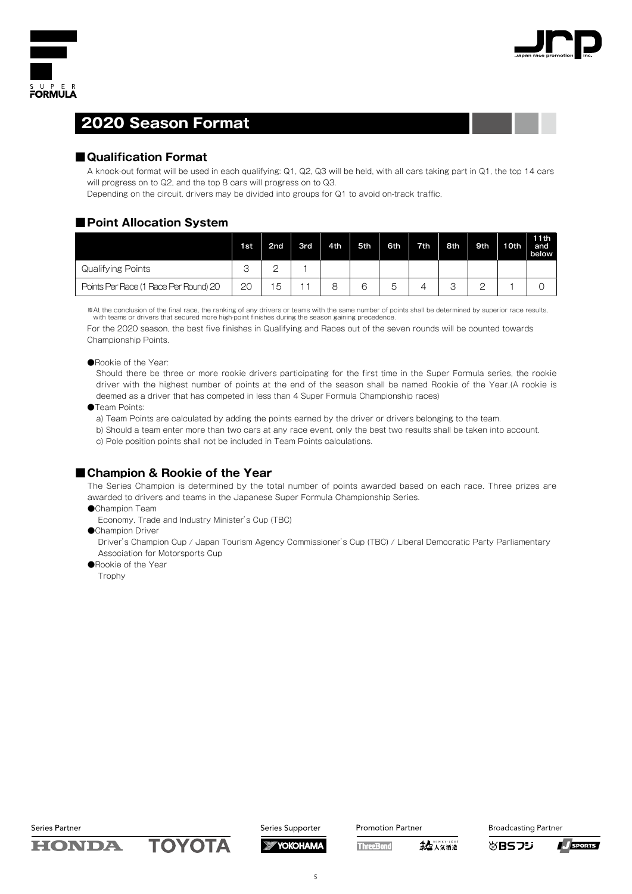## 2020 Season Format

### ■Qualification Format

A knock-out format will be used in each qualifying: Q1, Q2, Q3 will be held, with all cars taking part in Q1, the top 14 cars will progress on to Q2, and the top 8 cars will progress on to Q3.
Depending on the circuit, drivers may be divided into groups for Q1 to avoid on-track traffic.

### ■Point Allocation System

| | 1st | 2nd | 3rd | 4th | 5th | 6th | 7th | 8th | 9th | 10th | 11th and below |
|---|---|---|---|---|---|---|---|---|---|---|---|
| Qualifying Points | 3 | 2 | 1 | | | | | | | | |
| Points Per Race (1 Race Per Round) 20 | 20 | 15 | 11 | 8 | 6 | 5 | 4 | 3 | 2 | 1 | 0 |

※At the conclusion of the final race, the ranking of any drivers or teams with the same number of points shall be determined by superior race results, with teams or drivers that secured more high-point finishes during the season gaining precedence.

For the 2020 season, the best five finishes in Qualifying and Races out of the seven rounds will be counted towards Championship Points.

●Rookie of the Year:
Should there be three or more rookie drivers participating for the first time in the Super Formula series, the rookie driver with the highest number of points at the end of the season shall be named Rookie of the Year.(A rookie is deemed as a driver that has competed in less than 4 Super Formula Championship races)

●Team Points:
a) Team Points are calculated by adding the points earned by the driver or drivers belonging to the team.
b) Should a team enter more than two cars at any race event, only the best two results shall be taken into account.
c) Pole position points shall not be included in Team Points calculations.

### ■Champion & Rookie of the Year

The Series Champion is determined by the total number of points awarded based on each race. Three prizes are awarded to drivers and teams in the Japanese Super Formula Championship Series.

●Champion Team
Economy, Trade and Industry Minister's Cup (TBC)

●Champion Driver
Driver's Champion Cup / Japan Tourism Agency Commissioner's Cup (TBC) / Liberal Democratic Party Parliamentary Association for Motorsports Cup

●Rookie of the Year
Trophy

Series Partner: HONDA TOYOTA | Series Supporter: YOKOHAMA | Promotion Partner: ThreeBond 人気酒造 | Broadcasting Partner: BSフジ J SPORTS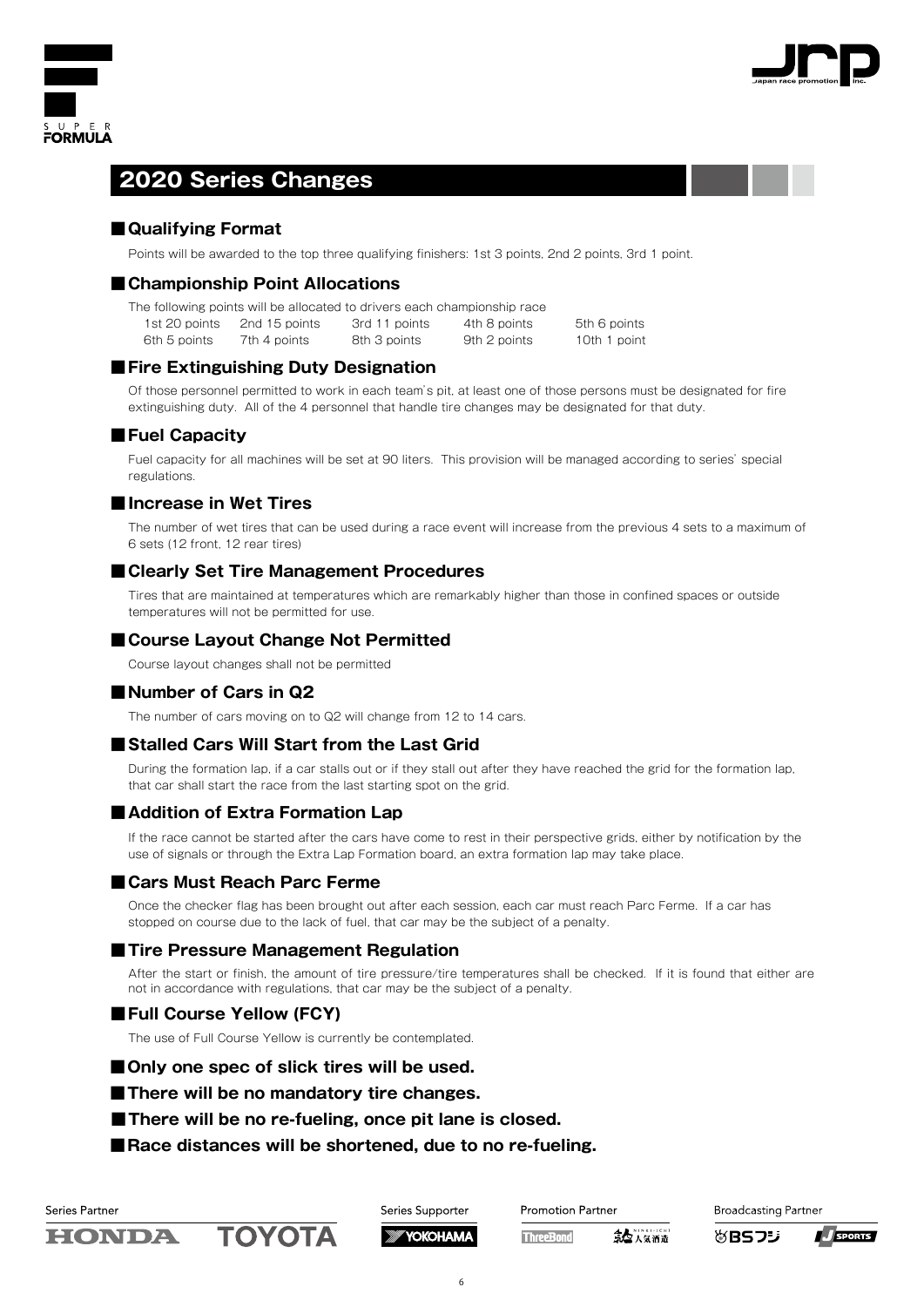# 2020 Series Changes

## ■Qualifying Format

Points will be awarded to the top three qualifying finishers: 1st 3 points, 2nd 2 points, 3rd 1 point.

## ■Championship Point Allocations

The following points will be allocated to drivers each championship race

| | | | | |
|---|---|---|---|---|
| 1st 20 points | 2nd 15 points | 3rd 11 points | 4th 8 points | 5th 6 points |
| 6th 5 points | 7th 4 points | 8th 3 points | 9th 2 points | 10th 1 point |

## ■Fire Extinguishing Duty Designation

Of those personnel permitted to work in each team's pit, at least one of those persons must be designated for fire extinguishing duty. All of the 4 personnel that handle tire changes may be designated for that duty.

## ■Fuel Capacity

Fuel capacity for all machines will be set at 90 liters. This provision will be managed according to series' special regulations.

## ■Increase in Wet Tires

The number of wet tires that can be used during a race event will increase from the previous 4 sets to a maximum of 6 sets (12 front, 12 rear tires)

## ■Clearly Set Tire Management Procedures

Tires that are maintained at temperatures which are remarkably higher than those in confined spaces or outside temperatures will not be permitted for use.

## ■Course Layout Change Not Permitted

Course layout changes shall not be permitted

## ■Number of Cars in Q2

The number of cars moving on to Q2 will change from 12 to 14 cars.

## ■Stalled Cars Will Start from the Last Grid

During the formation lap, if a car stalls out or if they stall out after they have reached the grid for the formation lap, that car shall start the race from the last starting spot on the grid.

## ■Addition of Extra Formation Lap

If the race cannot be started after the cars have come to rest in their perspective grids, either by notification by the use of signals or through the Extra Lap Formation board, an extra formation lap may take place.

## ■Cars Must Reach Parc Ferme

Once the checker flag has been brought out after each session, each car must reach Parc Ferme. If a car has stopped on course due to the lack of fuel, that car may be the subject of a penalty.

## ■Tire Pressure Management Regulation

After the start or finish, the amount of tire pressure/tire temperatures shall be checked. If it is found that either are not in accordance with regulations, that car may be the subject of a penalty.

## ■Full Course Yellow (FCY)

The use of Full Course Yellow is currently be contemplated.

## ■Only one spec of slick tires will be used.

## ■There will be no mandatory tire changes.

## ■There will be no re-fueling, once pit lane is closed.

## ■Race distances will be shortened, due to no re-fueling.

Series Partner: HONDA TOYOTA | Series Supporter: YOKOHAMA | Promotion Partner: ThreeBond, 人気酒造 | Broadcasting Partner: BSフジ, J SPORTS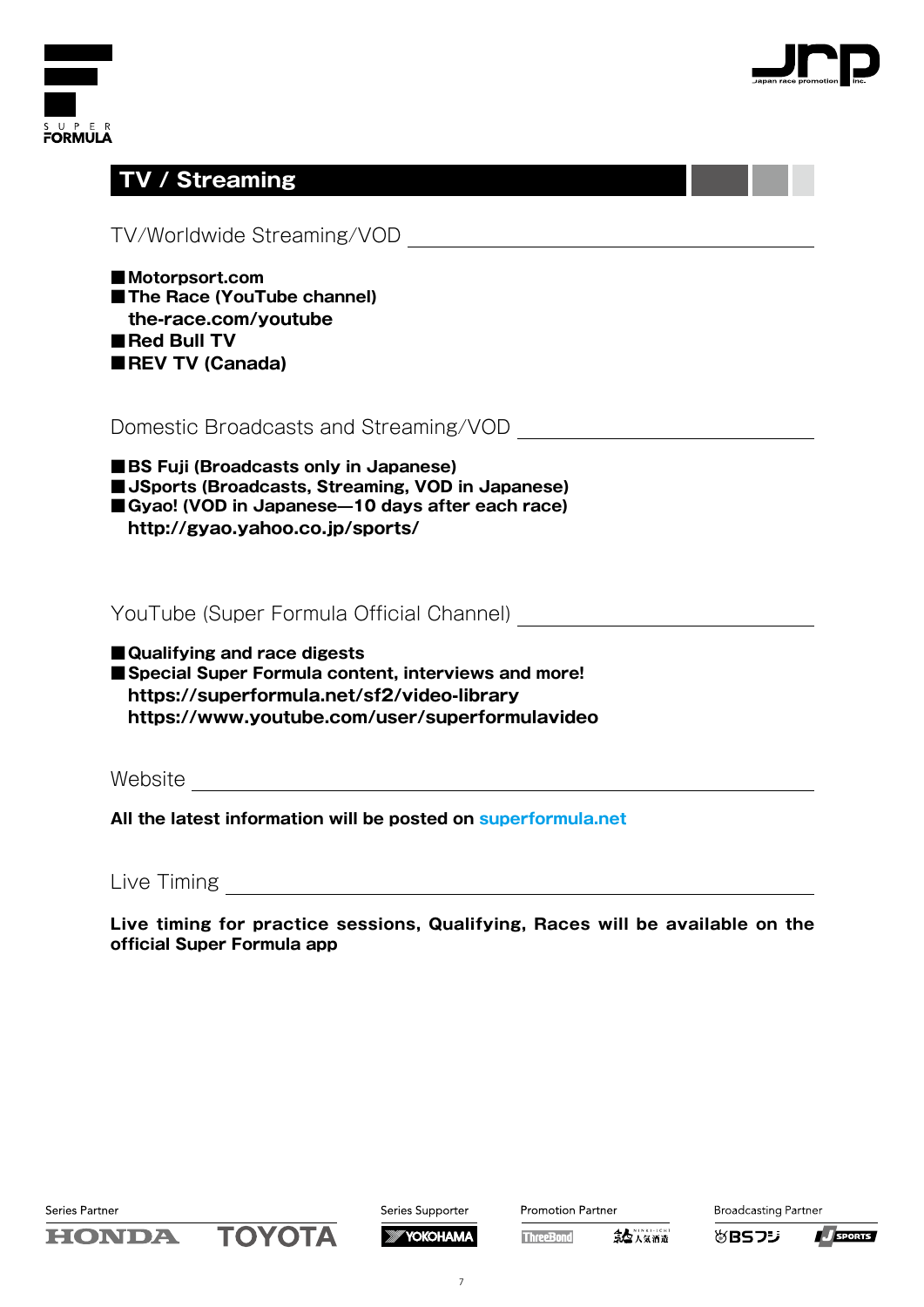## TV / Streaming

### TV/Worldwide Streaming/VOD

- **Motorsport.com**
- **The Race (YouTube channel)**
  **the-race.com/youtube**
- **Red Bull TV**
- **REV TV (Canada)**

### Domestic Broadcasts and Streaming/VOD

- **BS Fuji (Broadcasts only in Japanese)**
- **JSports (Broadcasts, Streaming, VOD in Japanese)**
- **Gyao! (VOD in Japanese—10 days after each race)**
  **http://gyao.yahoo.co.jp/sports/**

### YouTube (Super Formula Official Channel)

- **Qualifying and race digests**
- **Special Super Formula content, interviews and more!**
  **https://superformula.net/sf2/video-library**
  **https://www.youtube.com/user/superformulavideo**

### Website

**All the latest information will be posted on superformula.net**

### Live Timing

**Live timing for practice sessions, Qualifying, Races will be available on the official Super Formula app**

Series Partner: HONDA, TOYOTA
Series Supporter: YOKOHAMA
Promotion Partner: ThreeBond, 人気酒造
Broadcasting Partner: BSフジ, J SPORTS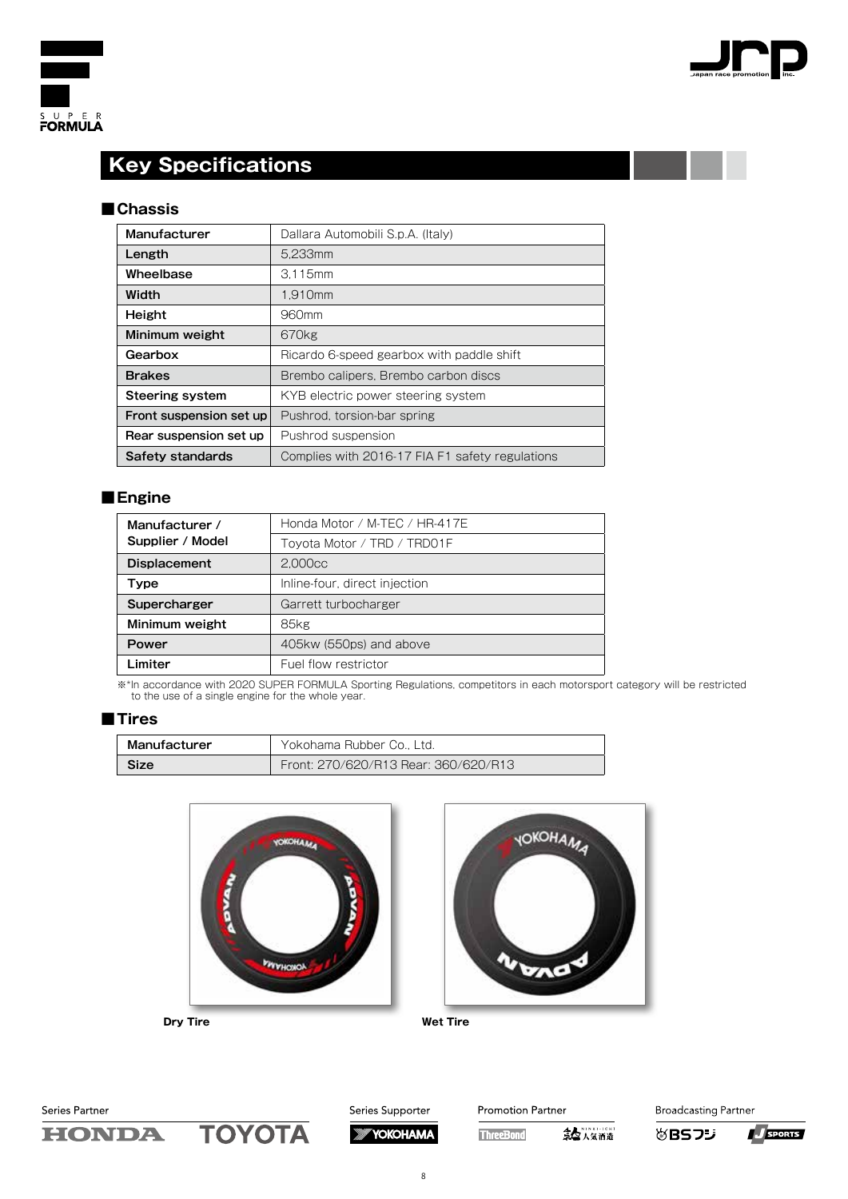## Key Specifications

### ■Chassis

| Manufacturer | Dallara Automobili S.p.A. (Italy) |
|---|---|
| Length | 5,233mm |
| Wheelbase | 3,115mm |
| Width | 1,910mm |
| Height | 960mm |
| Minimum weight | 670kg |
| Gearbox | Ricardo 6-speed gearbox with paddle shift |
| Brakes | Brembo calipers, Brembo carbon discs |
| Steering system | KYB electric power steering system |
| Front suspension set up | Pushrod, torsion-bar spring |
| Rear suspension set up | Pushrod suspension |
| Safety standards | Complies with 2016-17 FIA F1 safety regulations |

### ■Engine

| Manufacturer / Supplier / Model | Honda Motor / M-TEC / HR-417E |
|---|---|
| | Toyota Motor / TRD / TRD01F |
| Displacement | 2,000cc |
| Type | Inline-four, direct injection |
| Supercharger | Garrett turbocharger |
| Minimum weight | 85kg |
| Power | 405kw (550ps) and above |
| Limiter | Fuel flow restrictor |

※*In accordance with 2020 SUPER FORMULA Sporting Regulations, competitors in each motorsport category will be restricted to the use of a single engine for the whole year.

### ■Tires

| Manufacturer | Yokohama Rubber Co., Ltd. |
|---|---|
| Size | Front: 270/620/R13 Rear: 360/620/R13 |

Dry Tire

Wet Tire

Series Partner: HONDA, TOYOTA

Series Supporter: YOKOHAMA

Promotion Partner: ThreeBond, 人気酒造

Broadcasting Partner: BSフジ, J SPORTS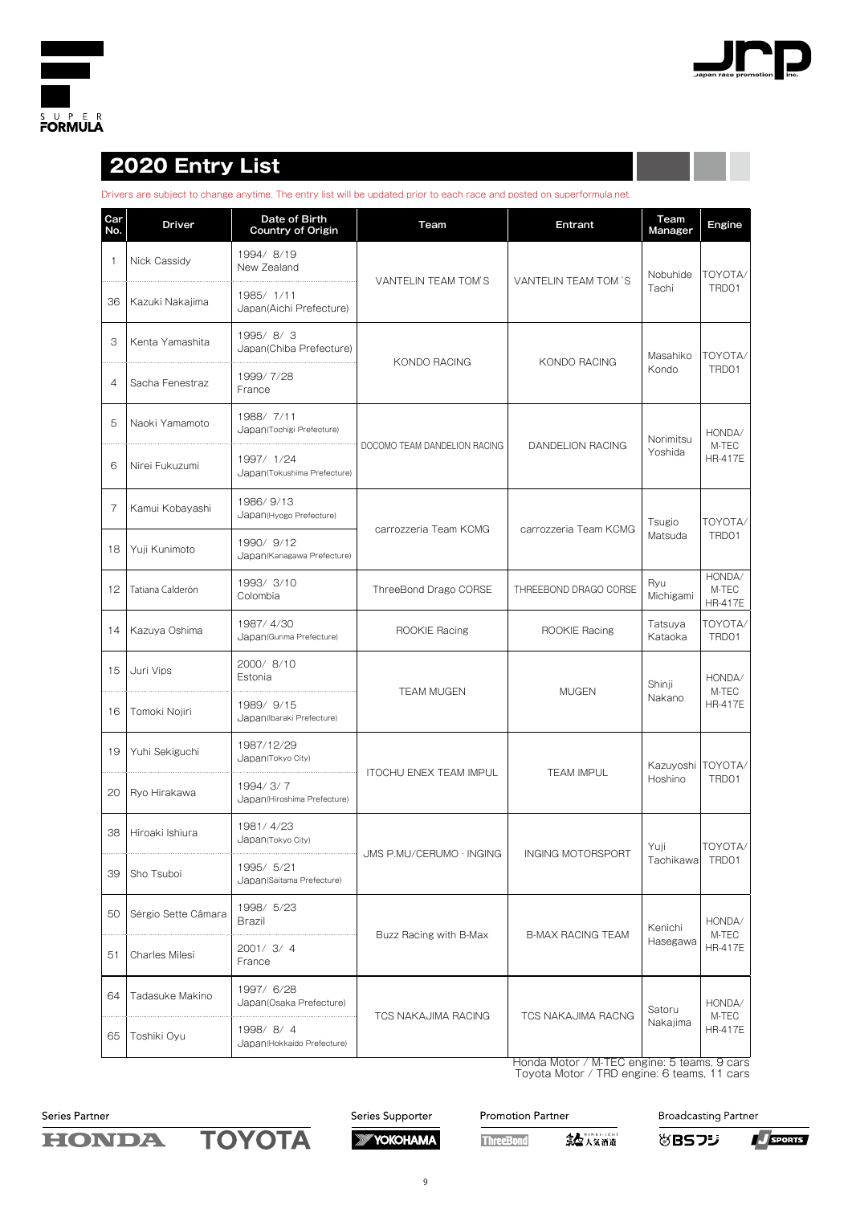# 2020 Entry List

Drivers are subject to change anytime. The entry list will be updated prior to each race and posted on superformula.net.

| Car No. | Driver | Date of Birth Country of Origin | Team | Entrant | Team Manager | Engine |
|---|---|---|---|---|---|---|
| 1 | Nick Cassidy | 1994/ 8/19 New Zealand | VANTELIN TEAM TOM'S | VANTELIN TEAM TOM'S | Nobuhide Tachi | TOYOTA/ TRD01 |
| 36 | Kazuki Nakajima | 1985/ 1/11 Japan(Aichi Prefecture) | | | | |
| 3 | Kenta Yamashita | 1995/ 8/ 3 Japan(Chiba Prefecture) | KONDO RACING | KONDO RACING | Masahiko Kondo | TOYOTA/ TRD01 |
| 4 | Sacha Fenestraz | 1999/ 7/28 France | | | | |
| 5 | Naoki Yamamoto | 1988/ 7/11 Japan(Tochigi Prefecture) | DOCOMO TEAM DANDELION RACING | DANDELION RACING | Norimitsu Yoshida | HONDA/ M-TEC HR-417E |
| 6 | Nirei Fukuzumi | 1997/ 1/24 Japan(Tokushima Prefecture) | | | | |
| 7 | Kamui Kobayashi | 1986/ 9/13 Japan(Hyogo Prefecture) | carrozzeria Team KCMG | carrozzeria Team KCMG | Tsugio Matsuda | TOYOTA/ TRD01 |
| 18 | Yuji Kunimoto | 1990/ 9/12 Japan(Kanagawa Prefecture) | | | | |
| 12 | Tatiana Calderón | 1993/ 3/10 Colombia | ThreeBond Drago CORSE | THREEBOND DRAGO CORSE | Ryu Michigami | HONDA/ M-TEC HR-417E |
| 14 | Kazuya Oshima | 1987/ 4/30 Japan(Gunma Prefecture) | ROOKIE Racing | ROOKIE Racing | Tatsuya Kataoka | TOYOTA/ TRD01 |
| 15 | Juri Vips | 2000/ 8/10 Estonia | TEAM MUGEN | MUGEN | Shinji Nakano | HONDA/ M-TEC HR-417E |
| 16 | Tomoki Nojiri | 1989/ 9/15 Japan(Ibaraki Prefecture) | | | | |
| 19 | Yuhi Sekiguchi | 1987/12/29 Japan(Tokyo City) | ITOCHU ENEX TEAM IMPUL | TEAM IMPUL | Kazuyoshi Hoshino | TOYOTA/ TRD01 |
| 20 | Ryo Hirakawa | 1994/ 3/ 7 Japan(Hiroshima Prefecture) | | | | |
| 38 | Hiroaki Ishiura | 1981/ 4/23 Japan(Tokyo City) | JMS P.MU/CERUMO · INGING | INGING MOTORSPORT | Yuji Tachikawa | TOYOTA/ TRD01 |
| 39 | Sho Tsuboi | 1995/ 5/21 Japan(Saitama Prefecture) | | | | |
| 50 | Sérgio Sette Câmara | 1998/ 5/23 Brazil | Buzz Racing with B-Max | B-MAX RACING TEAM | Kenichi Hasegawa | HONDA/ M-TEC HR-417E |
| 51 | Charles Milesi | 2001/ 3/ 4 France | | | | |
| 64 | Tadasuke Makino | 1997/ 6/28 Japan(Osaka Prefecture) | TCS NAKAJIMA RACING | TCS NAKAJIMA RACNG | Satoru Nakajima | HONDA/ M-TEC HR-417E |
| 65 | Toshiki Oyu | 1998/ 8/ 4 Japan(Hokkaido Prefecture) | | | | |

Honda Motor / M-TEC engine: 5 teams, 9 cars
Toyota Motor / TRD engine: 6 teams, 11 cars

Series Partner: HONDA, TOYOTA
Series Supporter: YOKOHAMA
Promotion Partner: ThreeBond, 人気酒造
Broadcasting Partner: BSフジ, J SPORTS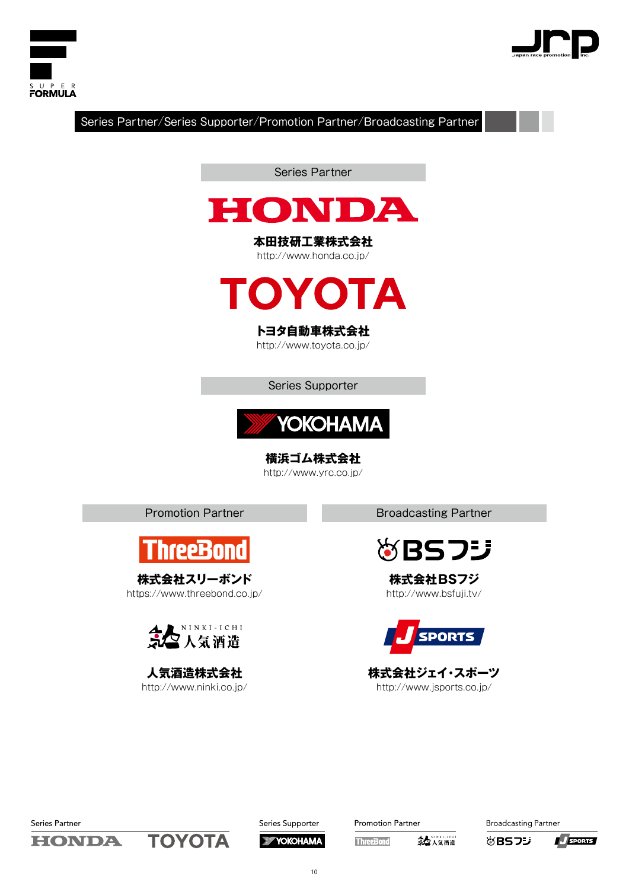# Series Partner/Series Supporter/Promotion Partner/Broadcasting Partner

## Series Partner

HONDA

**本田技研工業株式会社**
http://www.honda.co.jp/

TOYOTA

**トヨタ自動車株式会社**
http://www.toyota.co.jp/

## Series Supporter

YOKOHAMA

**横浜ゴム株式会社**
http://www.yrc.co.jp/

## Promotion Partner

ThreeBond

**株式会社スリーボンド**
https://www.threebond.co.jp/

NINKI-ICHI 人気酒造

**人気酒造株式会社**
http://www.ninki.co.jp/

## Broadcasting Partner

BSフジ

**株式会社BSフジ**
http://www.bsfuji.tv/

J SPORTS

**株式会社ジェイ・スポーツ**
http://www.jsports.co.jp/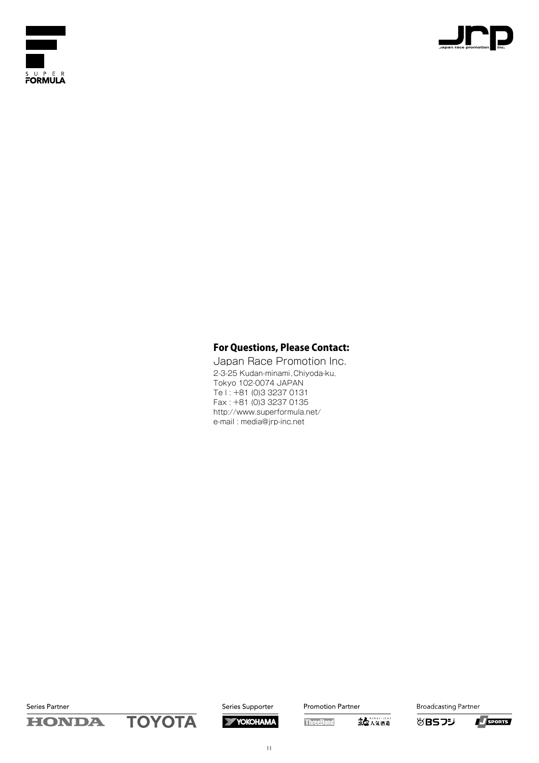**For Questions, Please Contact:**

Japan Race Promotion Inc.
2-3-25 Kudan-minami, Chiyoda-ku,
Tokyo 102-0074 JAPAN
Te l : +81 (0)3 3237 0131
Fax : +81 (0)3 3237 0135
http://www.superformula.net/
e-mail : media@jrp-inc.net

Series Partner

Series Supporter

Promotion Partner

Broadcasting Partner